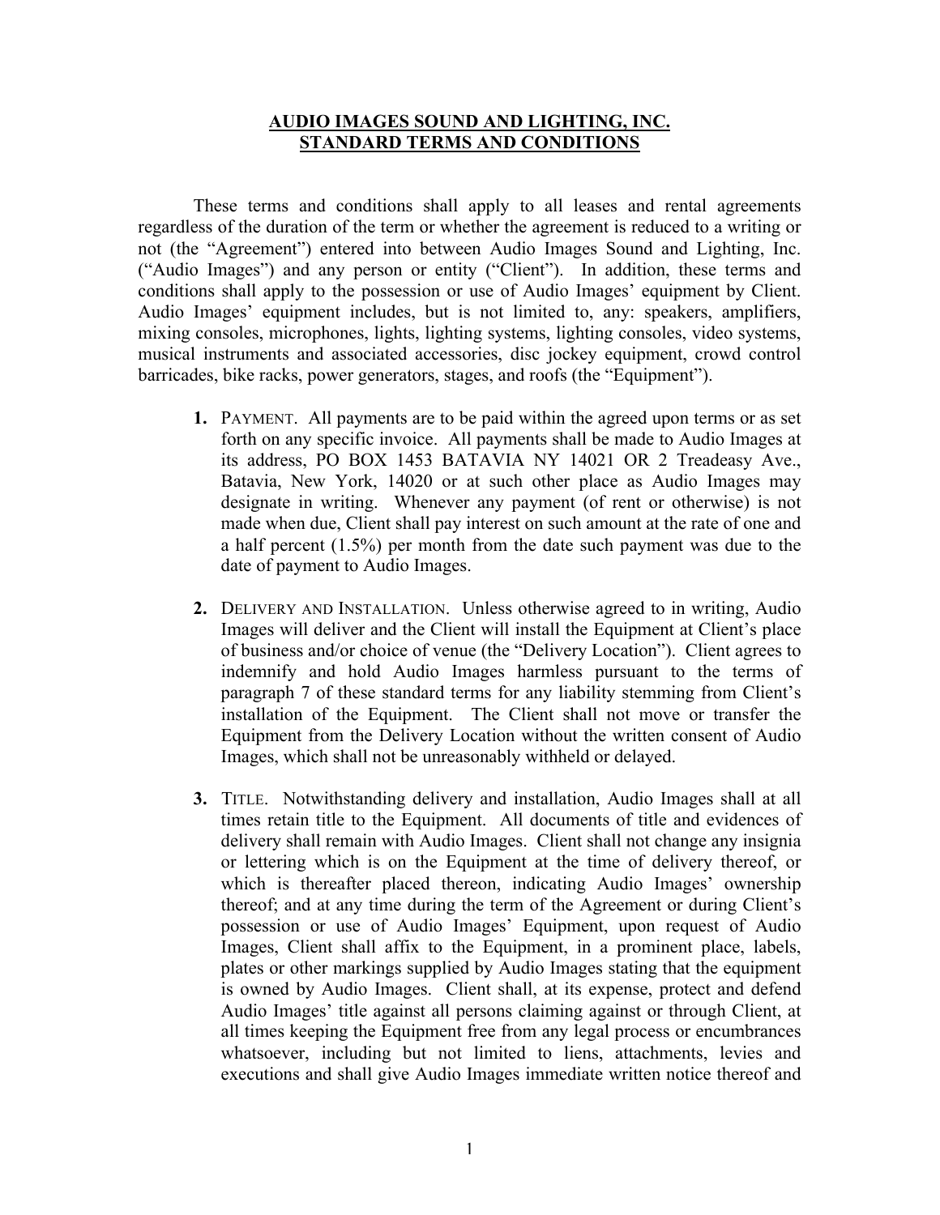# AUDIO IMAGES SOUND AND LIGHTING, INC.
# STANDARD TERMS AND CONDITIONS

These terms and conditions shall apply to all leases and rental agreements regardless of the duration of the term or whether the agreement is reduced to a writing or not (the "Agreement") entered into between Audio Images Sound and Lighting, Inc. ("Audio Images") and any person or entity ("Client"). In addition, these terms and conditions shall apply to the possession or use of Audio Images' equipment by Client. Audio Images' equipment includes, but is not limited to, any: speakers, amplifiers, mixing consoles, microphones, lights, lighting systems, lighting consoles, video systems, musical instruments and associated accessories, disc jockey equipment, crowd control barricades, bike racks, power generators, stages, and roofs (the "Equipment").

1. PAYMENT. All payments are to be paid within the agreed upon terms or as set forth on any specific invoice. All payments shall be made to Audio Images at its address, PO BOX 1453 BATAVIA NY 14021 OR 2 Treadeasy Ave., Batavia, New York, 14020 or at such other place as Audio Images may designate in writing. Whenever any payment (of rent or otherwise) is not made when due, Client shall pay interest on such amount at the rate of one and a half percent (1.5%) per month from the date such payment was due to the date of payment to Audio Images.

2. DELIVERY AND INSTALLATION. Unless otherwise agreed to in writing, Audio Images will deliver and the Client will install the Equipment at Client's place of business and/or choice of venue (the "Delivery Location"). Client agrees to indemnify and hold Audio Images harmless pursuant to the terms of paragraph 7 of these standard terms for any liability stemming from Client's installation of the Equipment. The Client shall not move or transfer the Equipment from the Delivery Location without the written consent of Audio Images, which shall not be unreasonably withheld or delayed.

3. TITLE. Notwithstanding delivery and installation, Audio Images shall at all times retain title to the Equipment. All documents of title and evidences of delivery shall remain with Audio Images. Client shall not change any insignia or lettering which is on the Equipment at the time of delivery thereof, or which is thereafter placed thereon, indicating Audio Images' ownership thereof; and at any time during the term of the Agreement or during Client's possession or use of Audio Images' Equipment, upon request of Audio Images, Client shall affix to the Equipment, in a prominent place, labels, plates or other markings supplied by Audio Images stating that the equipment is owned by Audio Images. Client shall, at its expense, protect and defend Audio Images' title against all persons claiming against or through Client, at all times keeping the Equipment free from any legal process or encumbrances whatsoever, including but not limited to liens, attachments, levies and executions and shall give Audio Images immediate written notice thereof and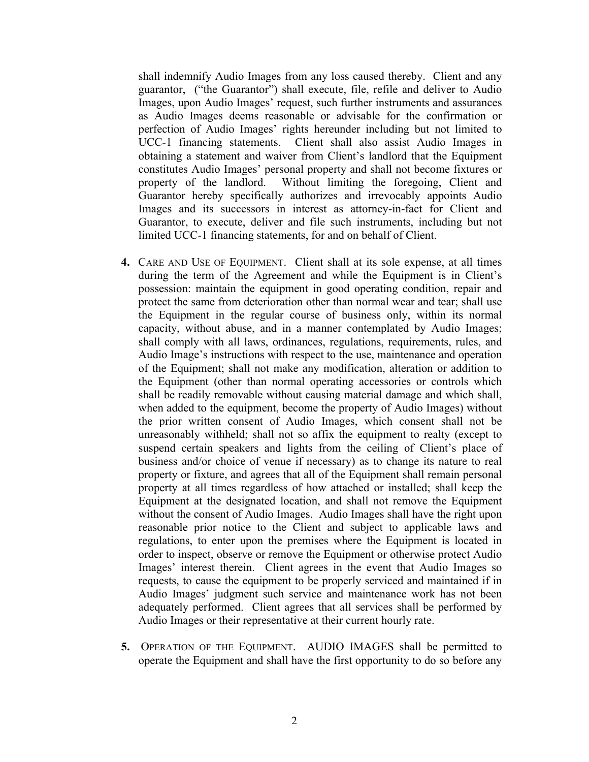shall indemnify Audio Images from any loss caused thereby. Client and any guarantor, ("the Guarantor") shall execute, file, refile and deliver to Audio Images, upon Audio Images' request, such further instruments and assurances as Audio Images deems reasonable or advisable for the confirmation or perfection of Audio Images' rights hereunder including but not limited to UCC-1 financing statements. Client shall also assist Audio Images in obtaining a statement and waiver from Client's landlord that the Equipment constitutes Audio Images' personal property and shall not become fixtures or property of the landlord. Without limiting the foregoing, Client and Guarantor hereby specifically authorizes and irrevocably appoints Audio Images and its successors in interest as attorney-in-fact for Client and Guarantor, to execute, deliver and file such instruments, including but not limited UCC-1 financing statements, for and on behalf of Client.

4. CARE AND USE OF EQUIPMENT. Client shall at its sole expense, at all times during the term of the Agreement and while the Equipment is in Client's possession: maintain the equipment in good operating condition, repair and protect the same from deterioration other than normal wear and tear; shall use the Equipment in the regular course of business only, within its normal capacity, without abuse, and in a manner contemplated by Audio Images; shall comply with all laws, ordinances, regulations, requirements, rules, and Audio Image's instructions with respect to the use, maintenance and operation of the Equipment; shall not make any modification, alteration or addition to the Equipment (other than normal operating accessories or controls which shall be readily removable without causing material damage and which shall, when added to the equipment, become the property of Audio Images) without the prior written consent of Audio Images, which consent shall not be unreasonably withheld; shall not so affix the equipment to realty (except to suspend certain speakers and lights from the ceiling of Client's place of business and/or choice of venue if necessary) as to change its nature to real property or fixture, and agrees that all of the Equipment shall remain personal property at all times regardless of how attached or installed; shall keep the Equipment at the designated location, and shall not remove the Equipment without the consent of Audio Images. Audio Images shall have the right upon reasonable prior notice to the Client and subject to applicable laws and regulations, to enter upon the premises where the Equipment is located in order to inspect, observe or remove the Equipment or otherwise protect Audio Images' interest therein. Client agrees in the event that Audio Images so requests, to cause the equipment to be properly serviced and maintained if in Audio Images' judgment such service and maintenance work has not been adequately performed. Client agrees that all services shall be performed by Audio Images or their representative at their current hourly rate.

5. OPERATION OF THE EQUIPMENT. AUDIO IMAGES shall be permitted to operate the Equipment and shall have the first opportunity to do so before any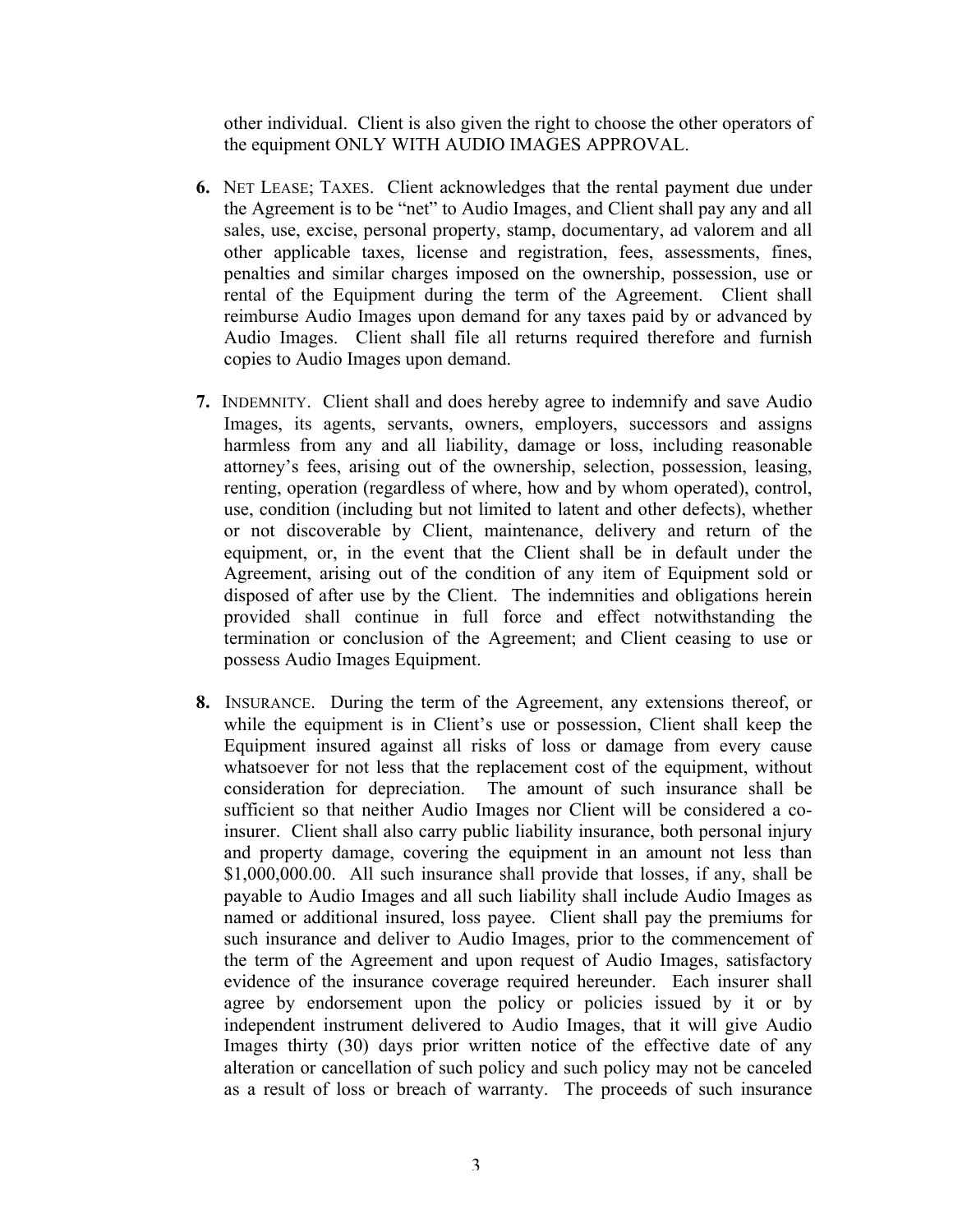other individual. Client is also given the right to choose the other operators of the equipment ONLY WITH AUDIO IMAGES APPROVAL.

**6.** NET LEASE; TAXES. Client acknowledges that the rental payment due under the Agreement is to be "net" to Audio Images, and Client shall pay any and all sales, use, excise, personal property, stamp, documentary, ad valorem and all other applicable taxes, license and registration, fees, assessments, fines, penalties and similar charges imposed on the ownership, possession, use or rental of the Equipment during the term of the Agreement. Client shall reimburse Audio Images upon demand for any taxes paid by or advanced by Audio Images. Client shall file all returns required therefore and furnish copies to Audio Images upon demand.

**7.** INDEMNITY. Client shall and does hereby agree to indemnify and save Audio Images, its agents, servants, owners, employers, successors and assigns harmless from any and all liability, damage or loss, including reasonable attorney's fees, arising out of the ownership, selection, possession, leasing, renting, operation (regardless of where, how and by whom operated), control, use, condition (including but not limited to latent and other defects), whether or not discoverable by Client, maintenance, delivery and return of the equipment, or, in the event that the Client shall be in default under the Agreement, arising out of the condition of any item of Equipment sold or disposed of after use by the Client. The indemnities and obligations herein provided shall continue in full force and effect notwithstanding the termination or conclusion of the Agreement; and Client ceasing to use or possess Audio Images Equipment.

**8.** INSURANCE. During the term of the Agreement, any extensions thereof, or while the equipment is in Client's use or possession, Client shall keep the Equipment insured against all risks of loss or damage from every cause whatsoever for not less that the replacement cost of the equipment, without consideration for depreciation. The amount of such insurance shall be sufficient so that neither Audio Images nor Client will be considered a co-insurer. Client shall also carry public liability insurance, both personal injury and property damage, covering the equipment in an amount not less than $1,000,000.00. All such insurance shall provide that losses, if any, shall be payable to Audio Images and all such liability shall include Audio Images as named or additional insured, loss payee. Client shall pay the premiums for such insurance and deliver to Audio Images, prior to the commencement of the term of the Agreement and upon request of Audio Images, satisfactory evidence of the insurance coverage required hereunder. Each insurer shall agree by endorsement upon the policy or policies issued by it or by independent instrument delivered to Audio Images, that it will give Audio Images thirty (30) days prior written notice of the effective date of any alteration or cancellation of such policy and such policy may not be canceled as a result of loss or breach of warranty. The proceeds of such insurance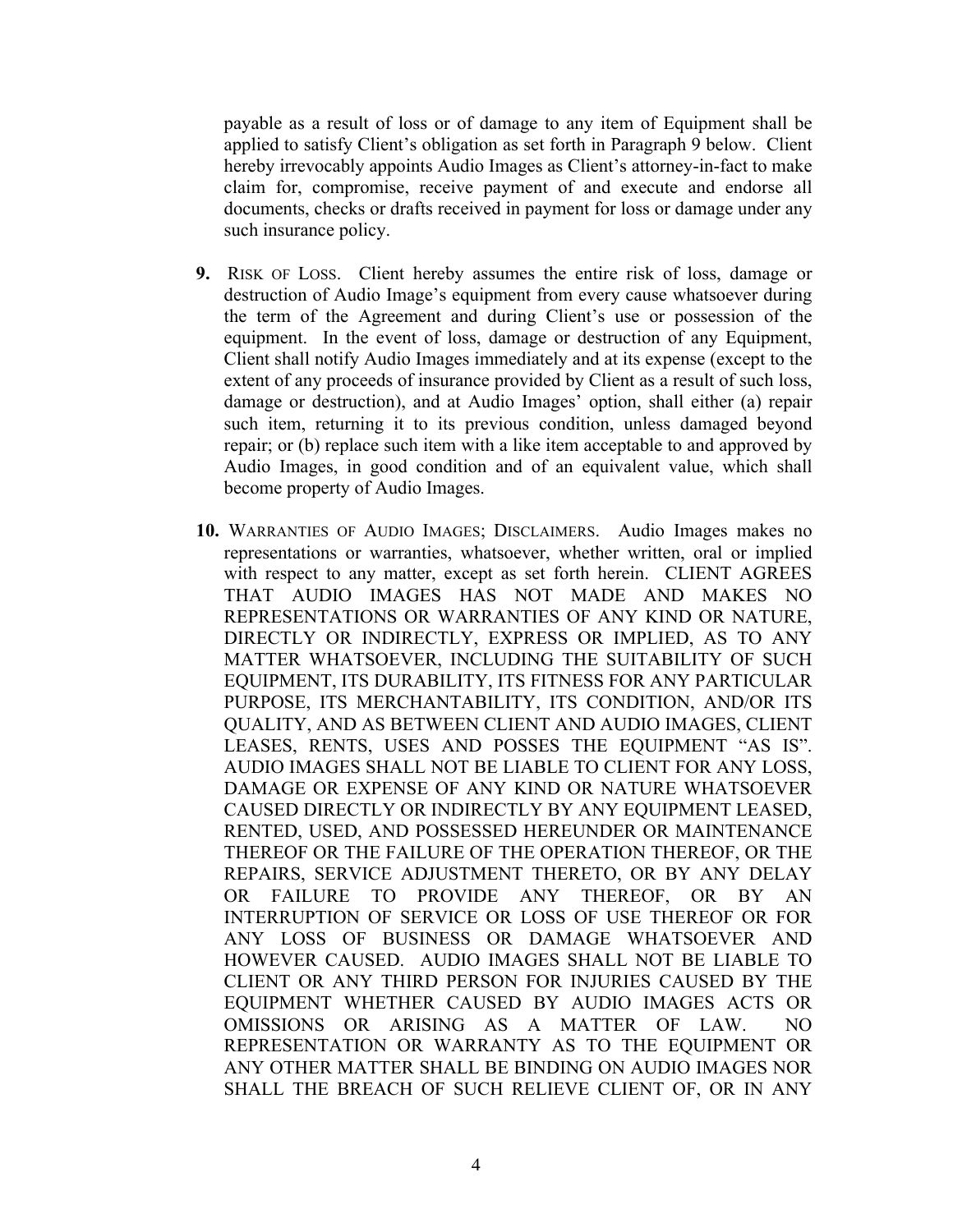payable as a result of loss or of damage to any item of Equipment shall be applied to satisfy Client's obligation as set forth in Paragraph 9 below. Client hereby irrevocably appoints Audio Images as Client's attorney-in-fact to make claim for, compromise, receive payment of and execute and endorse all documents, checks or drafts received in payment for loss or damage under any such insurance policy.

**9.** RISK OF LOSS. Client hereby assumes the entire risk of loss, damage or destruction of Audio Image's equipment from every cause whatsoever during the term of the Agreement and during Client's use or possession of the equipment. In the event of loss, damage or destruction of any Equipment, Client shall notify Audio Images immediately and at its expense (except to the extent of any proceeds of insurance provided by Client as a result of such loss, damage or destruction), and at Audio Images' option, shall either (a) repair such item, returning it to its previous condition, unless damaged beyond repair; or (b) replace such item with a like item acceptable to and approved by Audio Images, in good condition and of an equivalent value, which shall become property of Audio Images.

**10.** WARRANTIES OF AUDIO IMAGES; DISCLAIMERS. Audio Images makes no representations or warranties, whatsoever, whether written, oral or implied with respect to any matter, except as set forth herein. CLIENT AGREES THAT AUDIO IMAGES HAS NOT MADE AND MAKES NO REPRESENTATIONS OR WARRANTIES OF ANY KIND OR NATURE, DIRECTLY OR INDIRECTLY, EXPRESS OR IMPLIED, AS TO ANY MATTER WHATSOEVER, INCLUDING THE SUITABILITY OF SUCH EQUIPMENT, ITS DURABILITY, ITS FITNESS FOR ANY PARTICULAR PURPOSE, ITS MERCHANTABILITY, ITS CONDITION, AND/OR ITS QUALITY, AND AS BETWEEN CLIENT AND AUDIO IMAGES, CLIENT LEASES, RENTS, USES AND POSSES THE EQUIPMENT "AS IS". AUDIO IMAGES SHALL NOT BE LIABLE TO CLIENT FOR ANY LOSS, DAMAGE OR EXPENSE OF ANY KIND OR NATURE WHATSOEVER CAUSED DIRECTLY OR INDIRECTLY BY ANY EQUIPMENT LEASED, RENTED, USED, AND POSSESSED HEREUNDER OR MAINTENANCE THEREOF OR THE FAILURE OF THE OPERATION THEREOF, OR THE REPAIRS, SERVICE ADJUSTMENT THERETO, OR BY ANY DELAY OR FAILURE TO PROVIDE ANY THEREOF, OR BY AN INTERRUPTION OF SERVICE OR LOSS OF USE THEREOF OR FOR ANY LOSS OF BUSINESS OR DAMAGE WHATSOEVER AND HOWEVER CAUSED. AUDIO IMAGES SHALL NOT BE LIABLE TO CLIENT OR ANY THIRD PERSON FOR INJURIES CAUSED BY THE EQUIPMENT WHETHER CAUSED BY AUDIO IMAGES ACTS OR OMISSIONS OR ARISING AS A MATTER OF LAW. NO REPRESENTATION OR WARRANTY AS TO THE EQUIPMENT OR ANY OTHER MATTER SHALL BE BINDING ON AUDIO IMAGES NOR SHALL THE BREACH OF SUCH RELIEVE CLIENT OF, OR IN ANY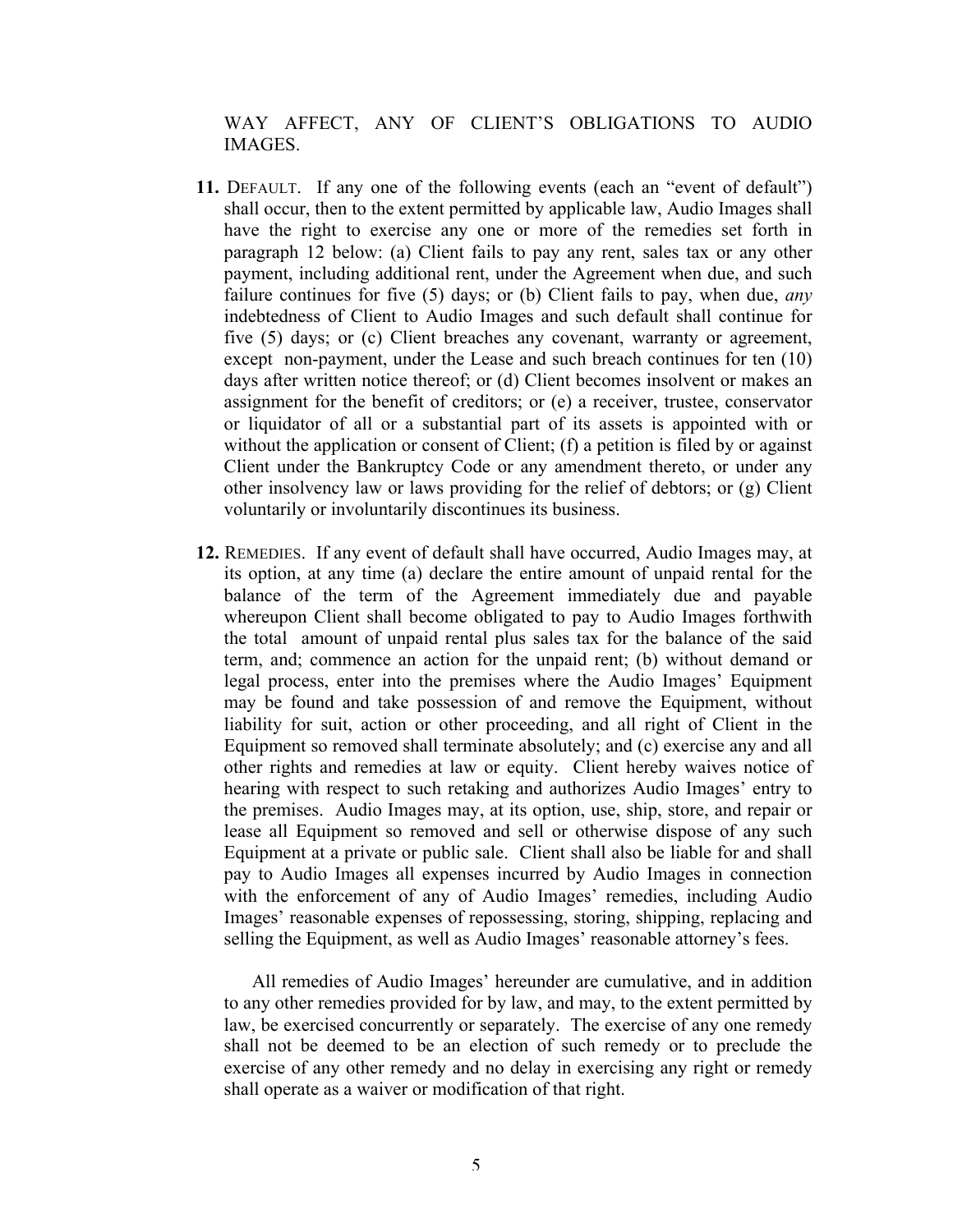WAY AFFECT, ANY OF CLIENT'S OBLIGATIONS TO AUDIO IMAGES.

**11.** DEFAULT. If any one of the following events (each an "event of default") shall occur, then to the extent permitted by applicable law, Audio Images shall have the right to exercise any one or more of the remedies set forth in paragraph 12 below: (a) Client fails to pay any rent, sales tax or any other payment, including additional rent, under the Agreement when due, and such failure continues for five (5) days; or (b) Client fails to pay, when due, *any* indebtedness of Client to Audio Images and such default shall continue for five (5) days; or (c) Client breaches any covenant, warranty or agreement, except non-payment, under the Lease and such breach continues for ten (10) days after written notice thereof; or (d) Client becomes insolvent or makes an assignment for the benefit of creditors; or (e) a receiver, trustee, conservator or liquidator of all or a substantial part of its assets is appointed with or without the application or consent of Client; (f) a petition is filed by or against Client under the Bankruptcy Code or any amendment thereto, or under any other insolvency law or laws providing for the relief of debtors; or (g) Client voluntarily or involuntarily discontinues its business.

**12.** REMEDIES. If any event of default shall have occurred, Audio Images may, at its option, at any time (a) declare the entire amount of unpaid rental for the balance of the term of the Agreement immediately due and payable whereupon Client shall become obligated to pay to Audio Images forthwith the total amount of unpaid rental plus sales tax for the balance of the said term, and; commence an action for the unpaid rent; (b) without demand or legal process, enter into the premises where the Audio Images' Equipment may be found and take possession of and remove the Equipment, without liability for suit, action or other proceeding, and all right of Client in the Equipment so removed shall terminate absolutely; and (c) exercise any and all other rights and remedies at law or equity. Client hereby waives notice of hearing with respect to such retaking and authorizes Audio Images' entry to the premises. Audio Images may, at its option, use, ship, store, and repair or lease all Equipment so removed and sell or otherwise dispose of any such Equipment at a private or public sale. Client shall also be liable for and shall pay to Audio Images all expenses incurred by Audio Images in connection with the enforcement of any of Audio Images' remedies, including Audio Images' reasonable expenses of repossessing, storing, shipping, replacing and selling the Equipment, as well as Audio Images' reasonable attorney's fees.

All remedies of Audio Images' hereunder are cumulative, and in addition to any other remedies provided for by law, and may, to the extent permitted by law, be exercised concurrently or separately. The exercise of any one remedy shall not be deemed to be an election of such remedy or to preclude the exercise of any other remedy and no delay in exercising any right or remedy shall operate as a waiver or modification of that right.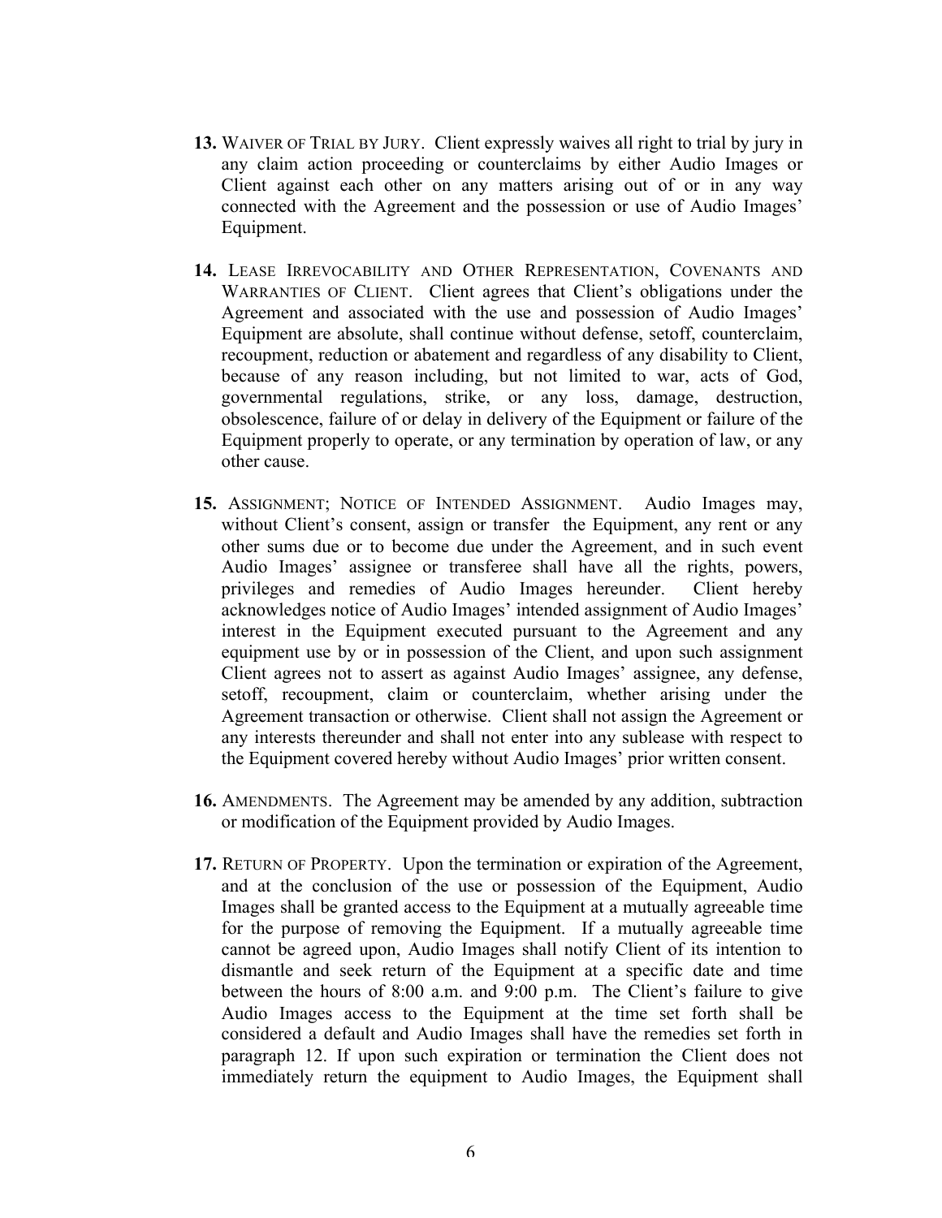**13.** WAIVER OF TRIAL BY JURY. Client expressly waives all right to trial by jury in any claim action proceeding or counterclaims by either Audio Images or Client against each other on any matters arising out of or in any way connected with the Agreement and the possession or use of Audio Images' Equipment.

**14.** LEASE IRREVOCABILITY AND OTHER REPRESENTATION, COVENANTS AND WARRANTIES OF CLIENT. Client agrees that Client's obligations under the Agreement and associated with the use and possession of Audio Images' Equipment are absolute, shall continue without defense, setoff, counterclaim, recoupment, reduction or abatement and regardless of any disability to Client, because of any reason including, but not limited to war, acts of God, governmental regulations, strike, or any loss, damage, destruction, obsolescence, failure of or delay in delivery of the Equipment or failure of the Equipment properly to operate, or any termination by operation of law, or any other cause.

**15.** ASSIGNMENT; NOTICE OF INTENDED ASSIGNMENT. Audio Images may, without Client's consent, assign or transfer the Equipment, any rent or any other sums due or to become due under the Agreement, and in such event Audio Images' assignee or transferee shall have all the rights, powers, privileges and remedies of Audio Images hereunder. Client hereby acknowledges notice of Audio Images' intended assignment of Audio Images' interest in the Equipment executed pursuant to the Agreement and any equipment use by or in possession of the Client, and upon such assignment Client agrees not to assert as against Audio Images' assignee, any defense, setoff, recoupment, claim or counterclaim, whether arising under the Agreement transaction or otherwise. Client shall not assign the Agreement or any interests thereunder and shall not enter into any sublease with respect to the Equipment covered hereby without Audio Images' prior written consent.

**16.** AMENDMENTS. The Agreement may be amended by any addition, subtraction or modification of the Equipment provided by Audio Images.

**17.** RETURN OF PROPERTY. Upon the termination or expiration of the Agreement, and at the conclusion of the use or possession of the Equipment, Audio Images shall be granted access to the Equipment at a mutually agreeable time for the purpose of removing the Equipment. If a mutually agreeable time cannot be agreed upon, Audio Images shall notify Client of its intention to dismantle and seek return of the Equipment at a specific date and time between the hours of 8:00 a.m. and 9:00 p.m. The Client's failure to give Audio Images access to the Equipment at the time set forth shall be considered a default and Audio Images shall have the remedies set forth in paragraph 12. If upon such expiration or termination the Client does not immediately return the equipment to Audio Images, the Equipment shall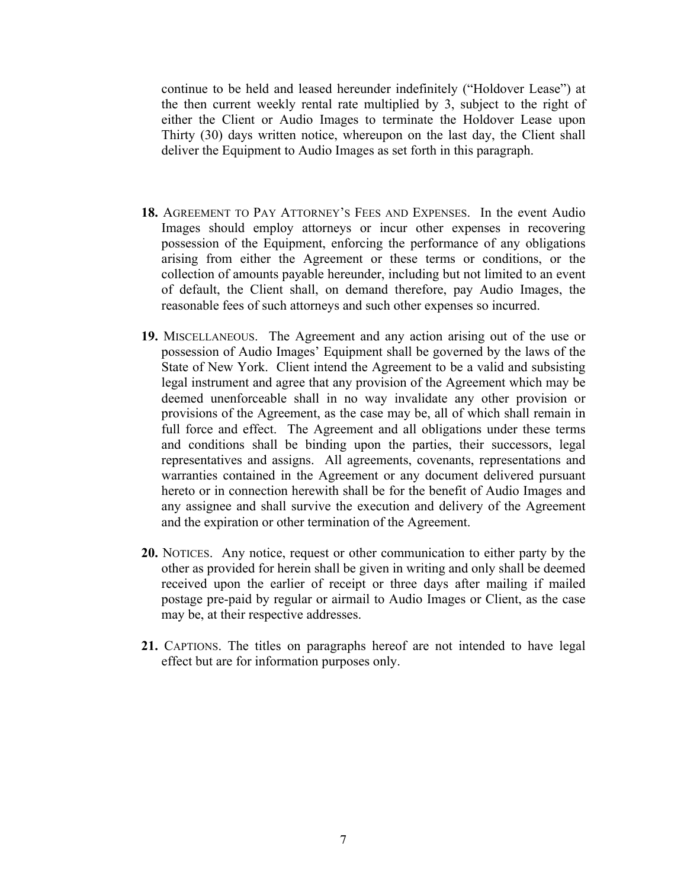continue to be held and leased hereunder indefinitely ("Holdover Lease") at the then current weekly rental rate multiplied by 3, subject to the right of either the Client or Audio Images to terminate the Holdover Lease upon Thirty (30) days written notice, whereupon on the last day, the Client shall deliver the Equipment to Audio Images as set forth in this paragraph.

**18.** AGREEMENT TO PAY ATTORNEY'S FEES AND EXPENSES. In the event Audio Images should employ attorneys or incur other expenses in recovering possession of the Equipment, enforcing the performance of any obligations arising from either the Agreement or these terms or conditions, or the collection of amounts payable hereunder, including but not limited to an event of default, the Client shall, on demand therefore, pay Audio Images, the reasonable fees of such attorneys and such other expenses so incurred.

**19.** MISCELLANEOUS. The Agreement and any action arising out of the use or possession of Audio Images' Equipment shall be governed by the laws of the State of New York. Client intend the Agreement to be a valid and subsisting legal instrument and agree that any provision of the Agreement which may be deemed unenforceable shall in no way invalidate any other provision or provisions of the Agreement, as the case may be, all of which shall remain in full force and effect. The Agreement and all obligations under these terms and conditions shall be binding upon the parties, their successors, legal representatives and assigns. All agreements, covenants, representations and warranties contained in the Agreement or any document delivered pursuant hereto or in connection herewith shall be for the benefit of Audio Images and any assignee and shall survive the execution and delivery of the Agreement and the expiration or other termination of the Agreement.

**20.** NOTICES. Any notice, request or other communication to either party by the other as provided for herein shall be given in writing and only shall be deemed received upon the earlier of receipt or three days after mailing if mailed postage pre-paid by regular or airmail to Audio Images or Client, as the case may be, at their respective addresses.

**21.** CAPTIONS. The titles on paragraphs hereof are not intended to have legal effect but are for information purposes only.